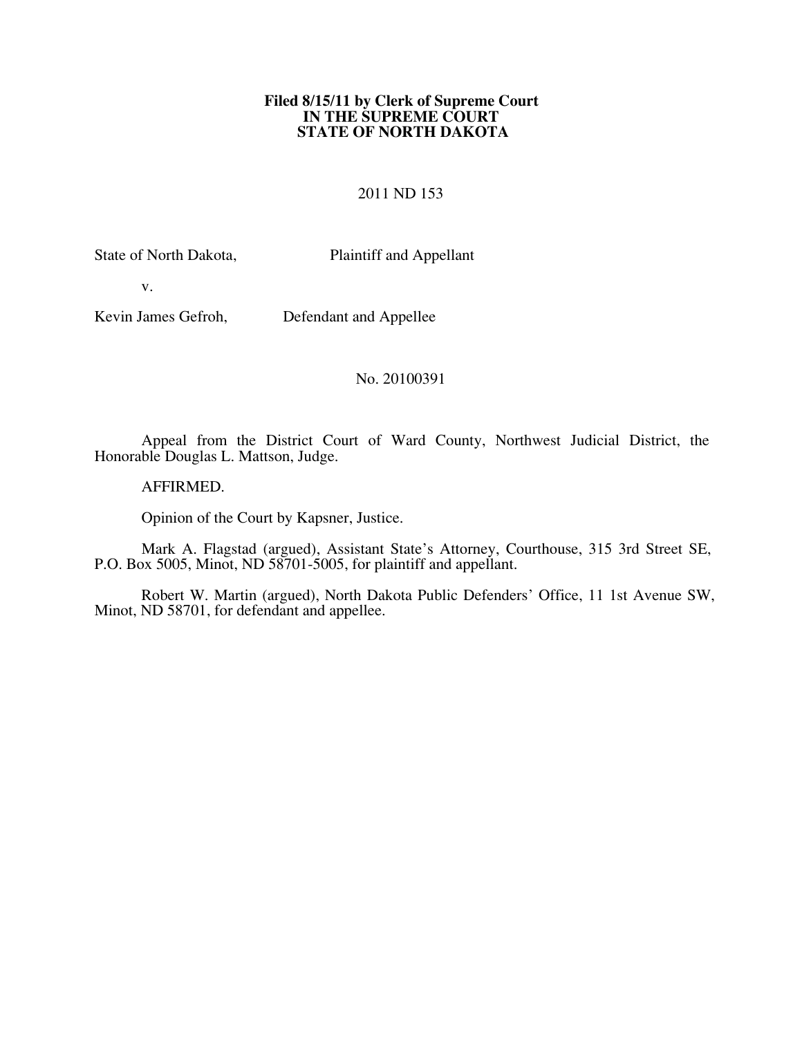**Filed 8/15/11 by Clerk of Supreme Court**
**IN THE SUPREME COURT**
**STATE OF NORTH DAKOTA**

2011 ND 153

State of North Dakota, Plaintiff and Appellant

v.

Kevin James Gefroh, Defendant and Appellee

No. 20100391

Appeal from the District Court of Ward County, Northwest Judicial District, the Honorable Douglas L. Mattson, Judge.

AFFIRMED.

Opinion of the Court by Kapsner, Justice.

Mark A. Flagstad (argued), Assistant State's Attorney, Courthouse, 315 3rd Street SE, P.O. Box 5005, Minot, ND 58701-5005, for plaintiff and appellant.

Robert W. Martin (argued), North Dakota Public Defenders' Office, 11 1st Avenue SW, Minot, ND 58701, for defendant and appellee.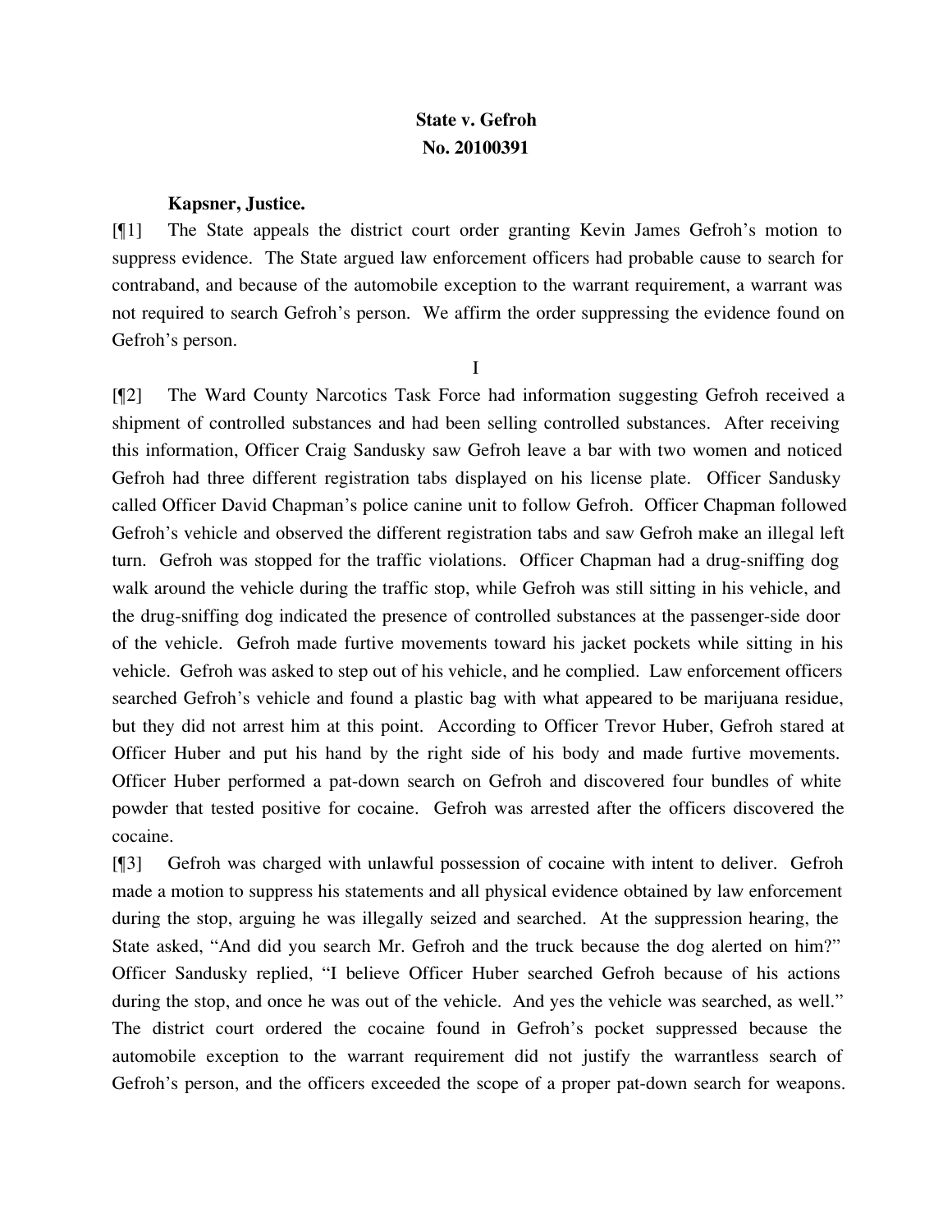**State v. Gefroh**
**No. 20100391**

**Kapsner, Justice.**

[¶1] The State appeals the district court order granting Kevin James Gefroh's motion to suppress evidence. The State argued law enforcement officers had probable cause to search for contraband, and because of the automobile exception to the warrant requirement, a warrant was not required to search Gefroh's person. We affirm the order suppressing the evidence found on Gefroh's person.

I

[¶2] The Ward County Narcotics Task Force had information suggesting Gefroh received a shipment of controlled substances and had been selling controlled substances. After receiving this information, Officer Craig Sandusky saw Gefroh leave a bar with two women and noticed Gefroh had three different registration tabs displayed on his license plate. Officer Sandusky called Officer David Chapman's police canine unit to follow Gefroh. Officer Chapman followed Gefroh's vehicle and observed the different registration tabs and saw Gefroh make an illegal left turn. Gefroh was stopped for the traffic violations. Officer Chapman had a drug-sniffing dog walk around the vehicle during the traffic stop, while Gefroh was still sitting in his vehicle, and the drug-sniffing dog indicated the presence of controlled substances at the passenger-side door of the vehicle. Gefroh made furtive movements toward his jacket pockets while sitting in his vehicle. Gefroh was asked to step out of his vehicle, and he complied. Law enforcement officers searched Gefroh's vehicle and found a plastic bag with what appeared to be marijuana residue, but they did not arrest him at this point. According to Officer Trevor Huber, Gefroh stared at Officer Huber and put his hand by the right side of his body and made furtive movements. Officer Huber performed a pat-down search on Gefroh and discovered four bundles of white powder that tested positive for cocaine. Gefroh was arrested after the officers discovered the cocaine.

[¶3] Gefroh was charged with unlawful possession of cocaine with intent to deliver. Gefroh made a motion to suppress his statements and all physical evidence obtained by law enforcement during the stop, arguing he was illegally seized and searched. At the suppression hearing, the State asked, "And did you search Mr. Gefroh and the truck because the dog alerted on him?" Officer Sandusky replied, "I believe Officer Huber searched Gefroh because of his actions during the stop, and once he was out of the vehicle. And yes the vehicle was searched, as well." The district court ordered the cocaine found in Gefroh's pocket suppressed because the automobile exception to the warrant requirement did not justify the warrantless search of Gefroh's person, and the officers exceeded the scope of a proper pat-down search for weapons.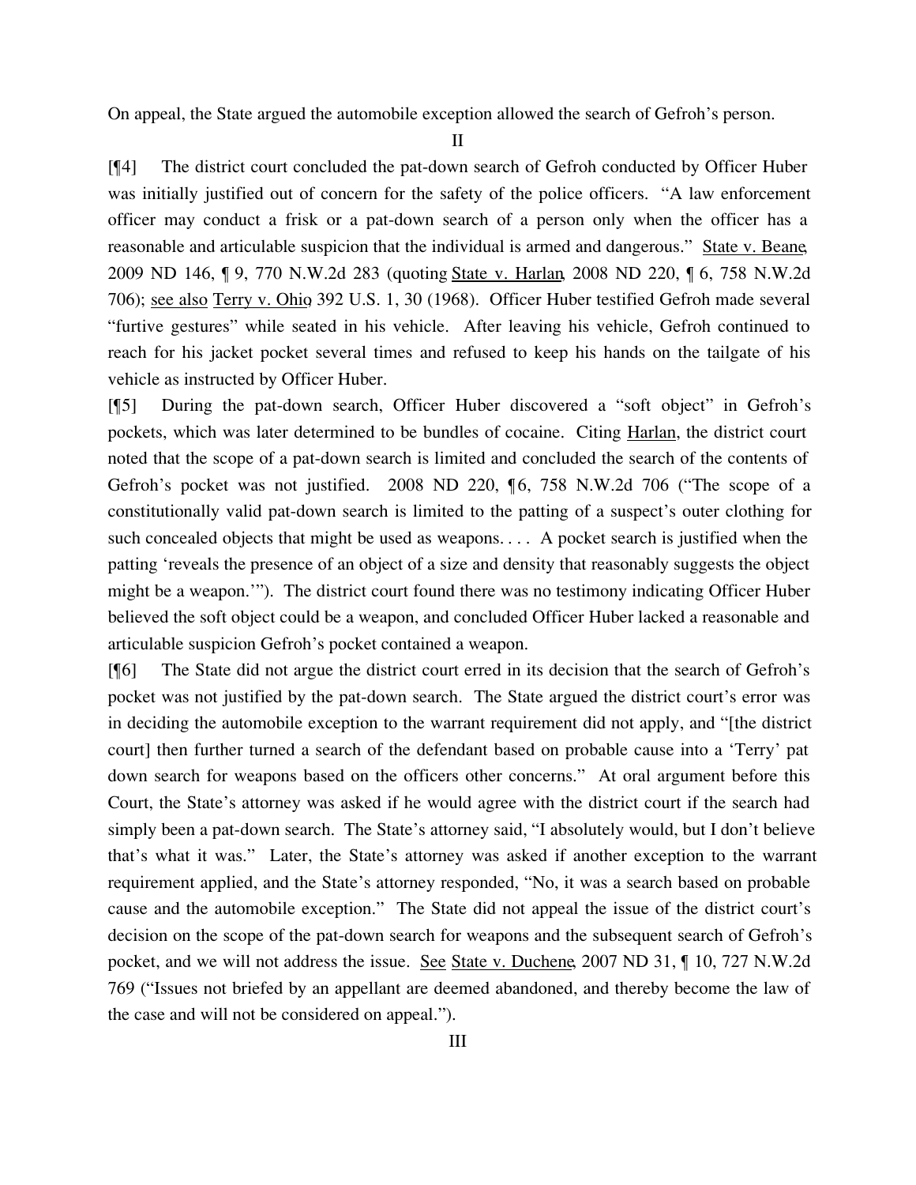On appeal, the State argued the automobile exception allowed the search of Gefroh's person.

II

[¶4] The district court concluded the pat-down search of Gefroh conducted by Officer Huber was initially justified out of concern for the safety of the police officers. "A law enforcement officer may conduct a frisk or a pat-down search of a person only when the officer has a reasonable and articulable suspicion that the individual is armed and dangerous." State v. Beane, 2009 ND 146, ¶ 9, 770 N.W.2d 283 (quoting State v. Harlan, 2008 ND 220, ¶ 6, 758 N.W.2d 706); see also Terry v. Ohio, 392 U.S. 1, 30 (1968). Officer Huber testified Gefroh made several "furtive gestures" while seated in his vehicle. After leaving his vehicle, Gefroh continued to reach for his jacket pocket several times and refused to keep his hands on the tailgate of his vehicle as instructed by Officer Huber.

[¶5] During the pat-down search, Officer Huber discovered a "soft object" in Gefroh's pockets, which was later determined to be bundles of cocaine. Citing Harlan, the district court noted that the scope of a pat-down search is limited and concluded the search of the contents of Gefroh's pocket was not justified. 2008 ND 220, ¶6, 758 N.W.2d 706 ("The scope of a constitutionally valid pat-down search is limited to the patting of a suspect's outer clothing for such concealed objects that might be used as weapons. . . . A pocket search is justified when the patting 'reveals the presence of an object of a size and density that reasonably suggests the object might be a weapon.'"). The district court found there was no testimony indicating Officer Huber believed the soft object could be a weapon, and concluded Officer Huber lacked a reasonable and articulable suspicion Gefroh's pocket contained a weapon.

[¶6] The State did not argue the district court erred in its decision that the search of Gefroh's pocket was not justified by the pat-down search. The State argued the district court's error was in deciding the automobile exception to the warrant requirement did not apply, and "[the district court] then further turned a search of the defendant based on probable cause into a 'Terry' pat down search for weapons based on the officers other concerns." At oral argument before this Court, the State's attorney was asked if he would agree with the district court if the search had simply been a pat-down search. The State's attorney said, "I absolutely would, but I don't believe that's what it was." Later, the State's attorney was asked if another exception to the warrant requirement applied, and the State's attorney responded, "No, it was a search based on probable cause and the automobile exception." The State did not appeal the issue of the district court's decision on the scope of the pat-down search for weapons and the subsequent search of Gefroh's pocket, and we will not address the issue. See State v. Duchene, 2007 ND 31, ¶ 10, 727 N.W.2d 769 ("Issues not briefed by an appellant are deemed abandoned, and thereby become the law of the case and will not be considered on appeal.").

III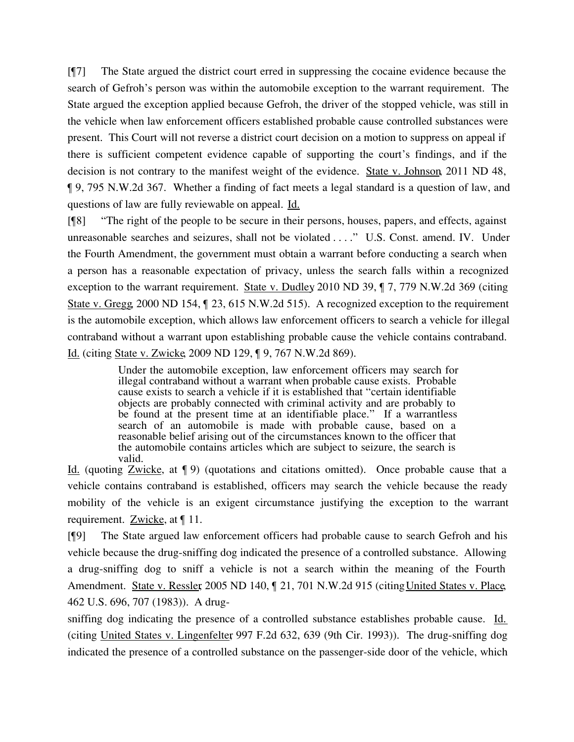[¶7] The State argued the district court erred in suppressing the cocaine evidence because the search of Gefroh's person was within the automobile exception to the warrant requirement. The State argued the exception applied because Gefroh, the driver of the stopped vehicle, was still in the vehicle when law enforcement officers established probable cause controlled substances were present. This Court will not reverse a district court decision on a motion to suppress on appeal if there is sufficient competent evidence capable of supporting the court's findings, and if the decision is not contrary to the manifest weight of the evidence. State v. Johnson, 2011 ND 48, ¶ 9, 795 N.W.2d 367. Whether a finding of fact meets a legal standard is a question of law, and questions of law are fully reviewable on appeal. Id.

[¶8] "The right of the people to be secure in their persons, houses, papers, and effects, against unreasonable searches and seizures, shall not be violated . . . ." U.S. Const. amend. IV. Under the Fourth Amendment, the government must obtain a warrant before conducting a search when a person has a reasonable expectation of privacy, unless the search falls within a recognized exception to the warrant requirement. State v. Dudley 2010 ND 39, ¶ 7, 779 N.W.2d 369 (citing State v. Gregg, 2000 ND 154, ¶ 23, 615 N.W.2d 515). A recognized exception to the requirement is the automobile exception, which allows law enforcement officers to search a vehicle for illegal contraband without a warrant upon establishing probable cause the vehicle contains contraband. Id. (citing State v. Zwicke, 2009 ND 129, ¶ 9, 767 N.W.2d 869).

> Under the automobile exception, law enforcement officers may search for illegal contraband without a warrant when probable cause exists. Probable cause exists to search a vehicle if it is established that "certain identifiable objects are probably connected with criminal activity and are probably to be found at the present time at an identifiable place." If a warrantless search of an automobile is made with probable cause, based on a reasonable belief arising out of the circumstances known to the officer that the automobile contains articles which are subject to seizure, the search is valid.

Id. (quoting Zwicke, at ¶ 9) (quotations and citations omitted). Once probable cause that a vehicle contains contraband is established, officers may search the vehicle because the ready mobility of the vehicle is an exigent circumstance justifying the exception to the warrant requirement. Zwicke, at ¶ 11.

[¶9] The State argued law enforcement officers had probable cause to search Gefroh and his vehicle because the drug-sniffing dog indicated the presence of a controlled substance. Allowing a drug-sniffing dog to sniff a vehicle is not a search within the meaning of the Fourth Amendment. State v. Ressler, 2005 ND 140, ¶ 21, 701 N.W.2d 915 (citing United States v. Place, 462 U.S. 696, 707 (1983)). A drug-sniffing dog indicating the presence of a controlled substance establishes probable cause. Id. (citing United States v. Lingenfelter, 997 F.2d 632, 639 (9th Cir. 1993)). The drug-sniffing dog indicated the presence of a controlled substance on the passenger-side door of the vehicle, which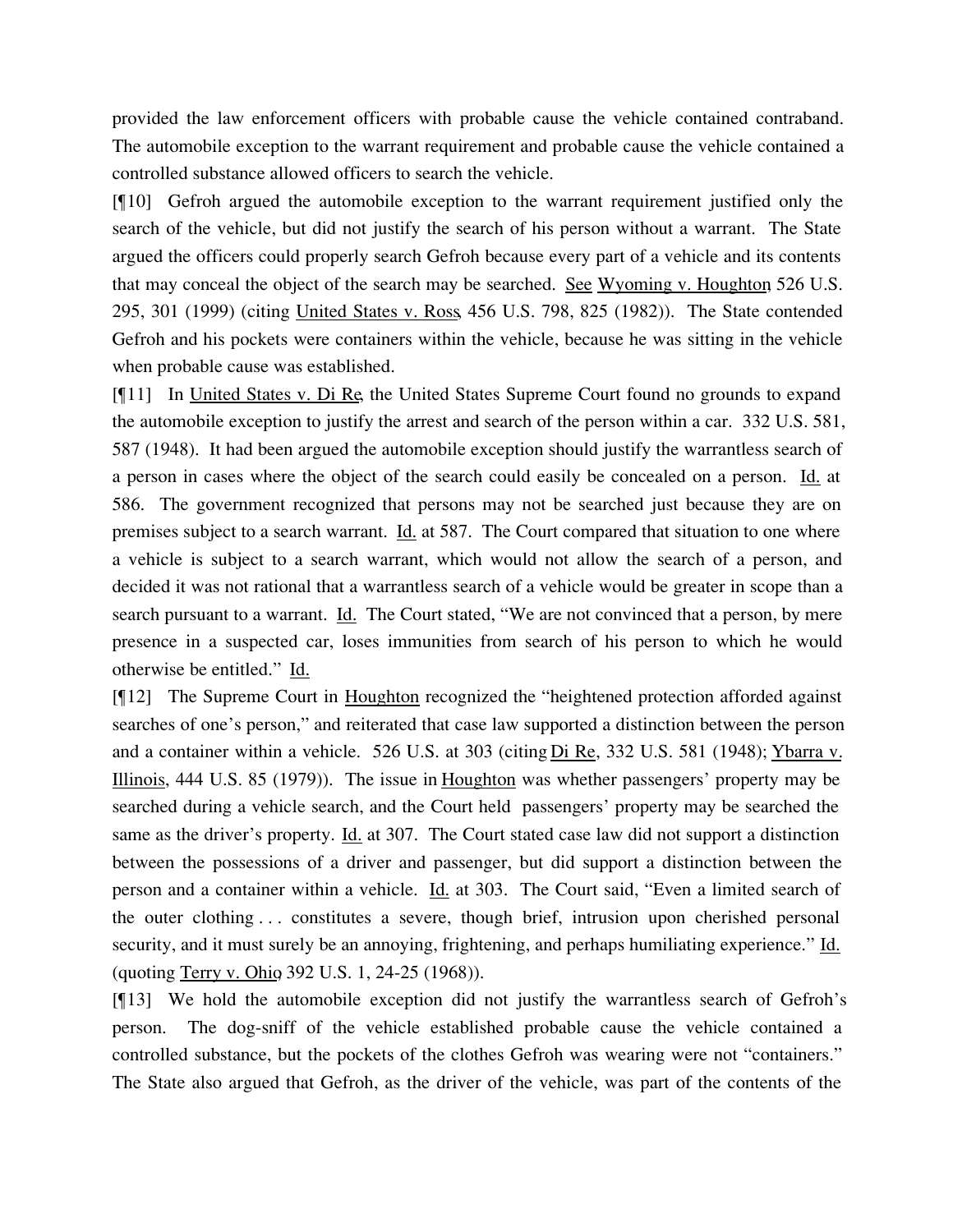provided the law enforcement officers with probable cause the vehicle contained contraband. The automobile exception to the warrant requirement and probable cause the vehicle contained a controlled substance allowed officers to search the vehicle.

[¶10] Gefroh argued the automobile exception to the warrant requirement justified only the search of the vehicle, but did not justify the search of his person without a warrant. The State argued the officers could properly search Gefroh because every part of a vehicle and its contents that may conceal the object of the search may be searched. See Wyoming v. Houghton, 526 U.S. 295, 301 (1999) (citing United States v. Ross, 456 U.S. 798, 825 (1982)). The State contended Gefroh and his pockets were containers within the vehicle, because he was sitting in the vehicle when probable cause was established.

[¶11] In United States v. Di Re, the United States Supreme Court found no grounds to expand the automobile exception to justify the arrest and search of the person within a car. 332 U.S. 581, 587 (1948). It had been argued the automobile exception should justify the warrantless search of a person in cases where the object of the search could easily be concealed on a person. Id. at 586. The government recognized that persons may not be searched just because they are on premises subject to a search warrant. Id. at 587. The Court compared that situation to one where a vehicle is subject to a search warrant, which would not allow the search of a person, and decided it was not rational that a warrantless search of a vehicle would be greater in scope than a search pursuant to a warrant. Id. The Court stated, "We are not convinced that a person, by mere presence in a suspected car, loses immunities from search of his person to which he would otherwise be entitled." Id.

[¶12] The Supreme Court in Houghton recognized the "heightened protection afforded against searches of one's person," and reiterated that case law supported a distinction between the person and a container within a vehicle. 526 U.S. at 303 (citing Di Re, 332 U.S. 581 (1948); Ybarra v. Illinois, 444 U.S. 85 (1979)). The issue in Houghton was whether passengers' property may be searched during a vehicle search, and the Court held passengers' property may be searched the same as the driver's property. Id. at 307. The Court stated case law did not support a distinction between the possessions of a driver and passenger, but did support a distinction between the person and a container within a vehicle. Id. at 303. The Court said, "Even a limited search of the outer clothing . . . constitutes a severe, though brief, intrusion upon cherished personal security, and it must surely be an annoying, frightening, and perhaps humiliating experience." Id. (quoting Terry v. Ohio, 392 U.S. 1, 24-25 (1968)).

[¶13] We hold the automobile exception did not justify the warrantless search of Gefroh's person. The dog-sniff of the vehicle established probable cause the vehicle contained a controlled substance, but the pockets of the clothes Gefroh was wearing were not "containers." The State also argued that Gefroh, as the driver of the vehicle, was part of the contents of the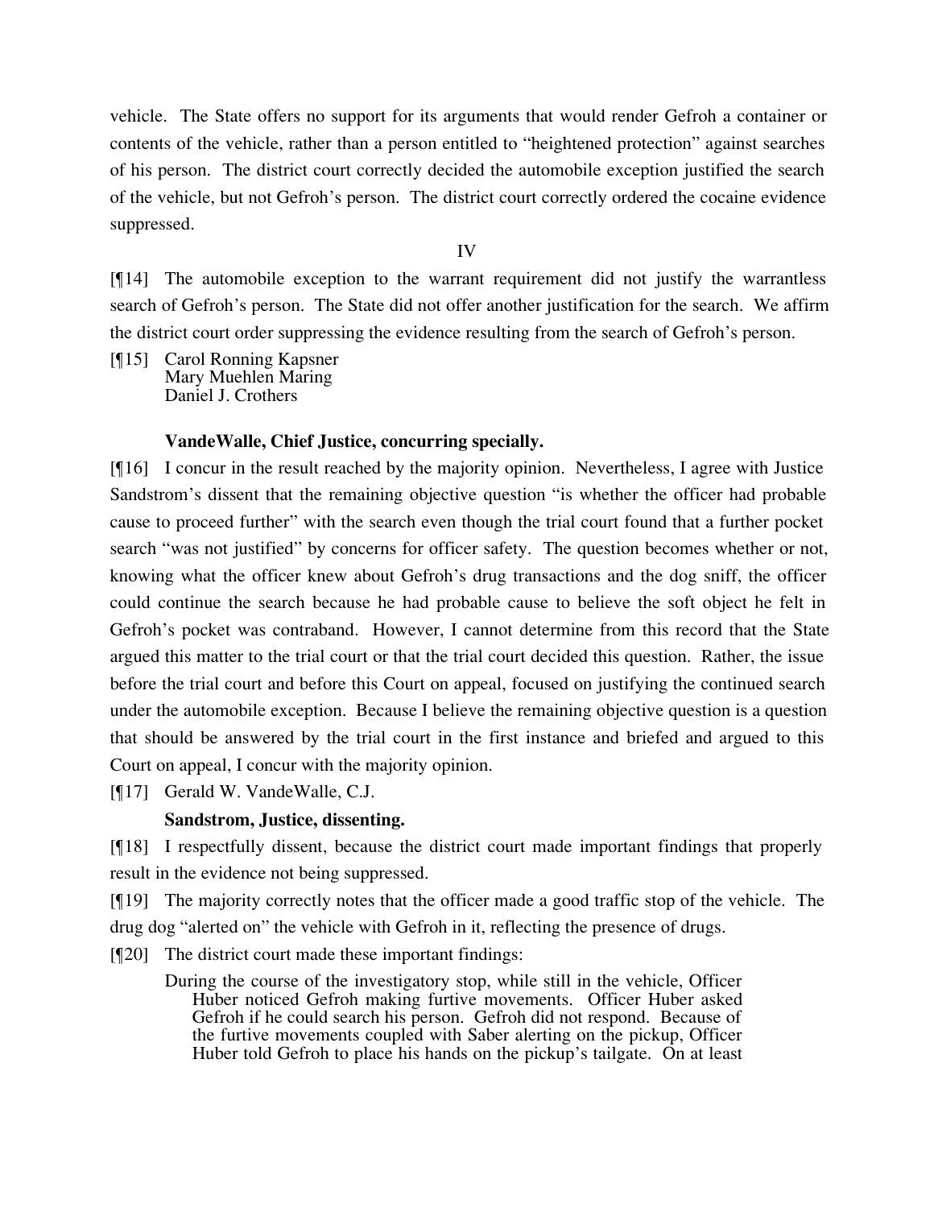vehicle. The State offers no support for its arguments that would render Gefroh a container or contents of the vehicle, rather than a person entitled to "heightened protection" against searches of his person. The district court correctly decided the automobile exception justified the search of the vehicle, but not Gefroh's person. The district court correctly ordered the cocaine evidence suppressed.

IV

[¶14] The automobile exception to the warrant requirement did not justify the warrantless search of Gefroh's person. The State did not offer another justification for the search. We affirm the district court order suppressing the evidence resulting from the search of Gefroh's person.

[¶15] Carol Ronning Kapsner
Mary Muehlen Maring
Daniel J. Crothers

**VandeWalle, Chief Justice, concurring specially.**

[¶16] I concur in the result reached by the majority opinion. Nevertheless, I agree with Justice Sandstrom's dissent that the remaining objective question "is whether the officer had probable cause to proceed further" with the search even though the trial court found that a further pocket search "was not justified" by concerns for officer safety. The question becomes whether or not, knowing what the officer knew about Gefroh's drug transactions and the dog sniff, the officer could continue the search because he had probable cause to believe the soft object he felt in Gefroh's pocket was contraband. However, I cannot determine from this record that the State argued this matter to the trial court or that the trial court decided this question. Rather, the issue before the trial court and before this Court on appeal, focused on justifying the continued search under the automobile exception. Because I believe the remaining objective question is a question that should be answered by the trial court in the first instance and briefed and argued to this Court on appeal, I concur with the majority opinion.

[¶17] Gerald W. VandeWalle, C.J.

**Sandstrom, Justice, dissenting.**

[¶18] I respectfully dissent, because the district court made important findings that properly result in the evidence not being suppressed.

[¶19] The majority correctly notes that the officer made a good traffic stop of the vehicle. The drug dog "alerted on" the vehicle with Gefroh in it, reflecting the presence of drugs.

[¶20] The district court made these important findings:

> During the course of the investigatory stop, while still in the vehicle, Officer Huber noticed Gefroh making furtive movements. Officer Huber asked Gefroh if he could search his person. Gefroh did not respond. Because of the furtive movements coupled with Saber alerting on the pickup, Officer Huber told Gefroh to place his hands on the pickup's tailgate. On at least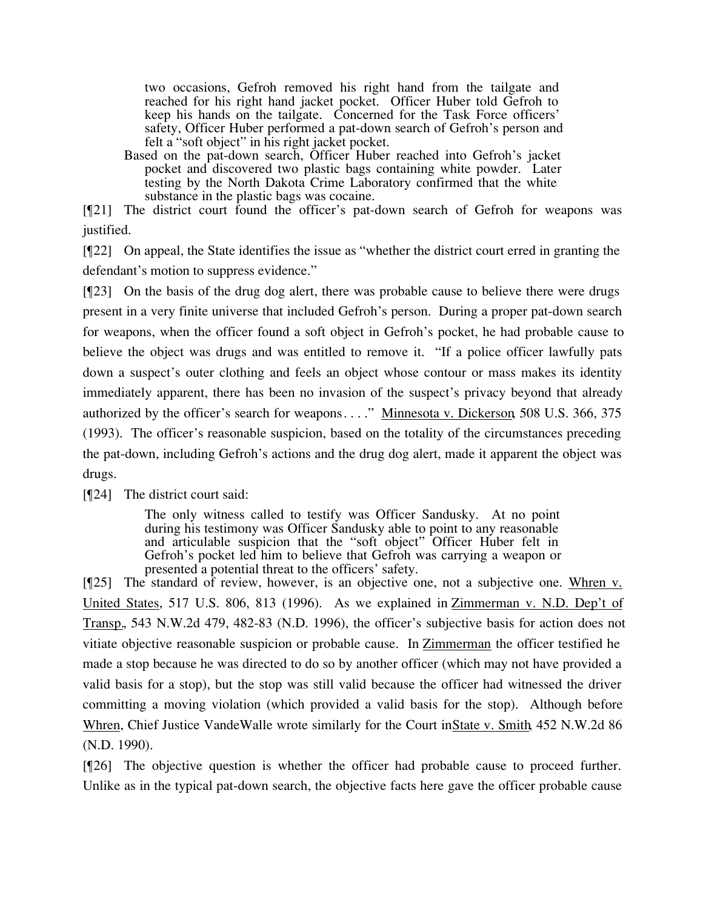> two occasions, Gefroh removed his right hand from the tailgate and reached for his right hand jacket pocket. Officer Huber told Gefroh to keep his hands on the tailgate. Concerned for the Task Force officers' safety, Officer Huber performed a pat-down search of Gefroh's person and felt a "soft object" in his right jacket pocket.
>
> Based on the pat-down search, Officer Huber reached into Gefroh's jacket pocket and discovered two plastic bags containing white powder. Later testing by the North Dakota Crime Laboratory confirmed that the white substance in the plastic bags was cocaine.

[¶21] The district court found the officer's pat-down search of Gefroh for weapons was justified.

[¶22] On appeal, the State identifies the issue as "whether the district court erred in granting the defendant's motion to suppress evidence."

[¶23] On the basis of the drug dog alert, there was probable cause to believe there were drugs present in a very finite universe that included Gefroh's person. During a proper pat-down search for weapons, when the officer found a soft object in Gefroh's pocket, he had probable cause to believe the object was drugs and was entitled to remove it. "If a police officer lawfully pats down a suspect's outer clothing and feels an object whose contour or mass makes its identity immediately apparent, there has been no invasion of the suspect's privacy beyond that already authorized by the officer's search for weapons. . . ." Minnesota v. Dickerson, 508 U.S. 366, 375 (1993). The officer's reasonable suspicion, based on the totality of the circumstances preceding the pat-down, including Gefroh's actions and the drug dog alert, made it apparent the object was drugs.

[¶24] The district court said:

> The only witness called to testify was Officer Sandusky. At no point during his testimony was Officer Sandusky able to point to any reasonable and articulable suspicion that the "soft object" Officer Huber felt in Gefroh's pocket led him to believe that Gefroh was carrying a weapon or presented a potential threat to the officers' safety.

[¶25] The standard of review, however, is an objective one, not a subjective one. Whren v. United States, 517 U.S. 806, 813 (1996). As we explained in Zimmerman v. N.D. Dep't of Transp., 543 N.W.2d 479, 482-83 (N.D. 1996), the officer's subjective basis for action does not vitiate objective reasonable suspicion or probable cause. In Zimmerman the officer testified he made a stop because he was directed to do so by another officer (which may not have provided a valid basis for a stop), but the stop was still valid because the officer had witnessed the driver committing a moving violation (which provided a valid basis for the stop). Although before Whren, Chief Justice VandeWalle wrote similarly for the Court in State v. Smith, 452 N.W.2d 86 (N.D. 1990).

[¶26] The objective question is whether the officer had probable cause to proceed further. Unlike as in the typical pat-down search, the objective facts here gave the officer probable cause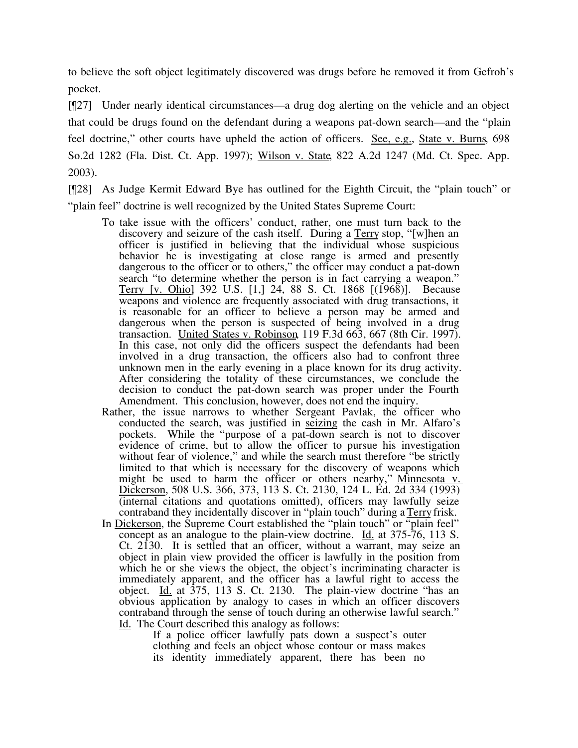to believe the soft object legitimately discovered was drugs before he removed it from Gefroh's pocket.

[¶27] Under nearly identical circumstances—a drug dog alerting on the vehicle and an object that could be drugs found on the defendant during a weapons pat-down search—and the "plain feel doctrine," other courts have upheld the action of officers. See, e.g., State v. Burns, 698 So.2d 1282 (Fla. Dist. Ct. App. 1997); Wilson v. State, 822 A.2d 1247 (Md. Ct. Spec. App. 2003).

[¶28] As Judge Kermit Edward Bye has outlined for the Eighth Circuit, the "plain touch" or "plain feel" doctrine is well recognized by the United States Supreme Court:

> To take issue with the officers' conduct, rather, one must turn back to the discovery and seizure of the cash itself. During a Terry stop, "[w]hen an officer is justified in believing that the individual whose suspicious behavior he is investigating at close range is armed and presently dangerous to the officer or to others," the officer may conduct a pat-down search "to determine whether the person is in fact carrying a weapon." Terry [v. Ohio] 392 U.S. [1,] 24, 88 S. Ct. 1868 [(1968)]. Because weapons and violence are frequently associated with drug transactions, it is reasonable for an officer to believe a person may be armed and dangerous when the person is suspected of being involved in a drug transaction. United States v. Robinson, 119 F.3d 663, 667 (8th Cir. 1997). In this case, not only did the officers suspect the defendants had been involved in a drug transaction, the officers also had to confront three unknown men in the early evening in a place known for its drug activity. After considering the totality of these circumstances, we conclude the decision to conduct the pat-down search was proper under the Fourth Amendment. This conclusion, however, does not end the inquiry.
>
> Rather, the issue narrows to whether Sergeant Pavlak, the officer who conducted the search, was justified in seizing the cash in Mr. Alfaro's pockets. While the "purpose of a pat-down search is not to discover evidence of crime, but to allow the officer to pursue his investigation without fear of violence," and while the search must therefore "be strictly limited to that which is necessary for the discovery of weapons which might be used to harm the officer or others nearby," Minnesota v. Dickerson, 508 U.S. 366, 373, 113 S. Ct. 2130, 124 L. Ed. 2d 334 (1993) (internal citations and quotations omitted), officers may lawfully seize contraband they incidentally discover in "plain touch" during a Terry frisk.
>
> In Dickerson, the Supreme Court established the "plain touch" or "plain feel" concept as an analogue to the plain-view doctrine. Id. at 375-76, 113 S. Ct. 2130. It is settled that an officer, without a warrant, may seize an object in plain view provided the officer is lawfully in the position from which he or she views the object, the object's incriminating character is immediately apparent, and the officer has a lawful right to access the object. Id. at 375, 113 S. Ct. 2130. The plain-view doctrine "has an obvious application by analogy to cases in which an officer discovers contraband through the sense of touch during an otherwise lawful search." Id. The Court described this analogy as follows:
>
> > If a police officer lawfully pats down a suspect's outer clothing and feels an object whose contour or mass makes its identity immediately apparent, there has been no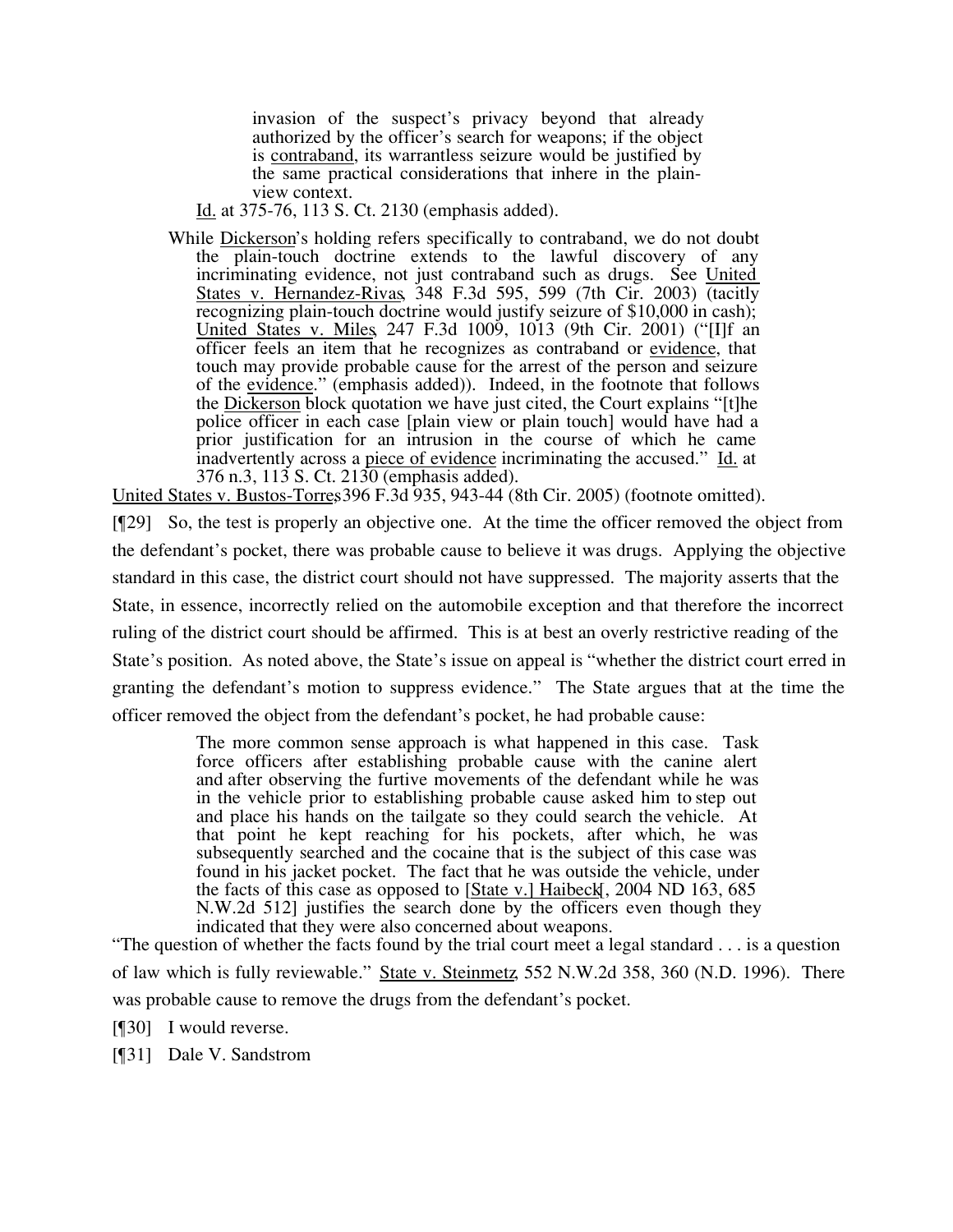> > invasion of the suspect's privacy beyond that already authorized by the officer's search for weapons; if the object is contraband, its warrantless seizure would be justified by the same practical considerations that inhere in the plain-view context.
>
> Id. at 375-76, 113 S. Ct. 2130 (emphasis added).
>
> While Dickerson's holding refers specifically to contraband, we do not doubt the plain-touch doctrine extends to the lawful discovery of any incriminating evidence, not just contraband such as drugs. See United States v. Hernandez-Rivas, 348 F.3d 595, 599 (7th Cir. 2003) (tacitly recognizing plain-touch doctrine would justify seizure of $10,000 in cash); United States v. Miles, 247 F.3d 1009, 1013 (9th Cir. 2001) ("[I]f an officer feels an item that he recognizes as contraband or evidence, that touch may provide probable cause for the arrest of the person and seizure of the evidence." (emphasis added)). Indeed, in the footnote that follows the Dickerson block quotation we have just cited, the Court explains "[t]he police officer in each case [plain view or plain touch] would have had a prior justification for an intrusion in the course of which he came inadvertently across a piece of evidence incriminating the accused." Id. at 376 n.3, 113 S. Ct. 2130 (emphasis added).

United States v. Bustos-Torres, 396 F.3d 935, 943-44 (8th Cir. 2005) (footnote omitted).

[¶29] So, the test is properly an objective one. At the time the officer removed the object from the defendant's pocket, there was probable cause to believe it was drugs. Applying the objective standard in this case, the district court should not have suppressed. The majority asserts that the State, in essence, incorrectly relied on the automobile exception and that therefore the incorrect ruling of the district court should be affirmed. This is at best an overly restrictive reading of the State's position. As noted above, the State's issue on appeal is "whether the district court erred in granting the defendant's motion to suppress evidence." The State argues that at the time the officer removed the object from the defendant's pocket, he had probable cause:

> The more common sense approach is what happened in this case. Task force officers after establishing probable cause with the canine alert and after observing the furtive movements of the defendant while he was in the vehicle prior to establishing probable cause asked him to step out and place his hands on the tailgate so they could search the vehicle. At that point he kept reaching for his pockets, after which, he was subsequently searched and the cocaine that is the subject of this case was found in his jacket pocket. The fact that he was outside the vehicle, under the facts of this case as opposed to [State v.] Haibeck[, 2004 ND 163, 685 N.W.2d 512] justifies the search done by the officers even though they indicated that they were also concerned about weapons.

"The question of whether the facts found by the trial court meet a legal standard . . . is a question of law which is fully reviewable." State v. Steinmetz, 552 N.W.2d 358, 360 (N.D. 1996). There was probable cause to remove the drugs from the defendant's pocket.

[¶30] I would reverse.

[¶31] Dale V. Sandstrom